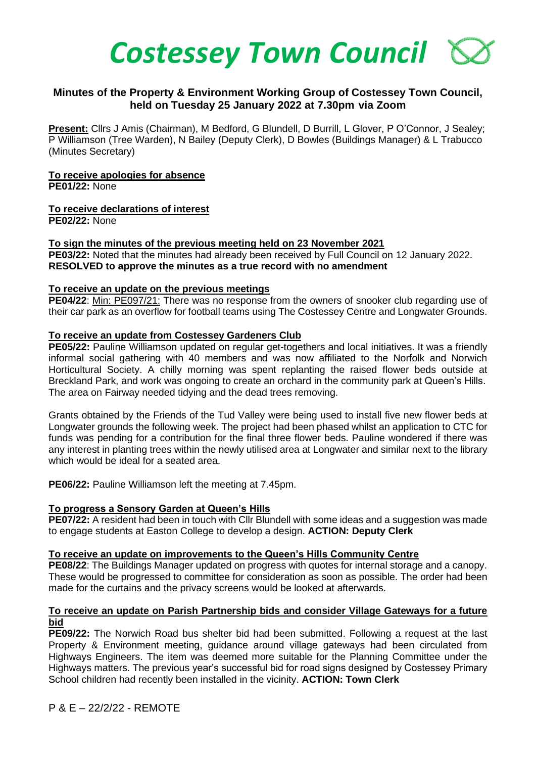# *Costessey Town Council*

## Minutes of the Property & Environment Working Group of Costessey Town Council, held on Tuesday 25 January 2022 at 7.30pm via Zoom

**Present:** Cllrs J Amis (Chairman), M Bedford, G Blundell, D Burrill, L Glover, P O'Connor, J Sealey; P Williamson (Tree Warden), N Bailey (Deputy Clerk), D Bowles (Buildings Manager) & L Trabucco (Minutes Secretary)

**To receive apologies for absence**
**PE01/22:** None

**To receive declarations of interest**
**PE02/22:** None

**To sign the minutes of the previous meeting held on 23 November 2021**
**PE03/22:** Noted that the minutes had already been received by Full Council on 12 January 2022.
**RESOLVED to approve the minutes as a true record with no amendment**

**To receive an update on the previous meetings**
**PE04/22**: Min: PE097/21: There was no response from the owners of snooker club regarding use of their car park as an overflow for football teams using The Costessey Centre and Longwater Grounds.

**To receive an update from Costessey Gardeners Club**
**PE05/22:** Pauline Williamson updated on regular get-togethers and local initiatives. It was a friendly informal social gathering with 40 members and was now affiliated to the Norfolk and Norwich Horticultural Society. A chilly morning was spent replanting the raised flower beds outside at Breckland Park, and work was ongoing to create an orchard in the community park at Queen's Hills. The area on Fairway needed tidying and the dead trees removing.

Grants obtained by the Friends of the Tud Valley were being used to install five new flower beds at Longwater grounds the following week. The project had been phased whilst an application to CTC for funds was pending for a contribution for the final three flower beds. Pauline wondered if there was any interest in planting trees within the newly utilised area at Longwater and similar next to the library which would be ideal for a seated area.

**PE06/22:** Pauline Williamson left the meeting at 7.45pm.

**To progress a Sensory Garden at Queen's Hills**
**PE07/22:** A resident had been in touch with Cllr Blundell with some ideas and a suggestion was made to engage students at Easton College to develop a design. **ACTION: Deputy Clerk**

**To receive an update on improvements to the Queen's Hills Community Centre**
**PE08/22**: The Buildings Manager updated on progress with quotes for internal storage and a canopy. These would be progressed to committee for consideration as soon as possible. The order had been made for the curtains and the privacy screens would be looked at afterwards.

**To receive an update on Parish Partnership bids and consider Village Gateways for a future bid**
**PE09/22:** The Norwich Road bus shelter bid had been submitted. Following a request at the last Property & Environment meeting, guidance around village gateways had been circulated from Highways Engineers. The item was deemed more suitable for the Planning Committee under the Highways matters. The previous year's successful bid for road signs designed by Costessey Primary School children had recently been installed in the vicinity. **ACTION: Town Clerk**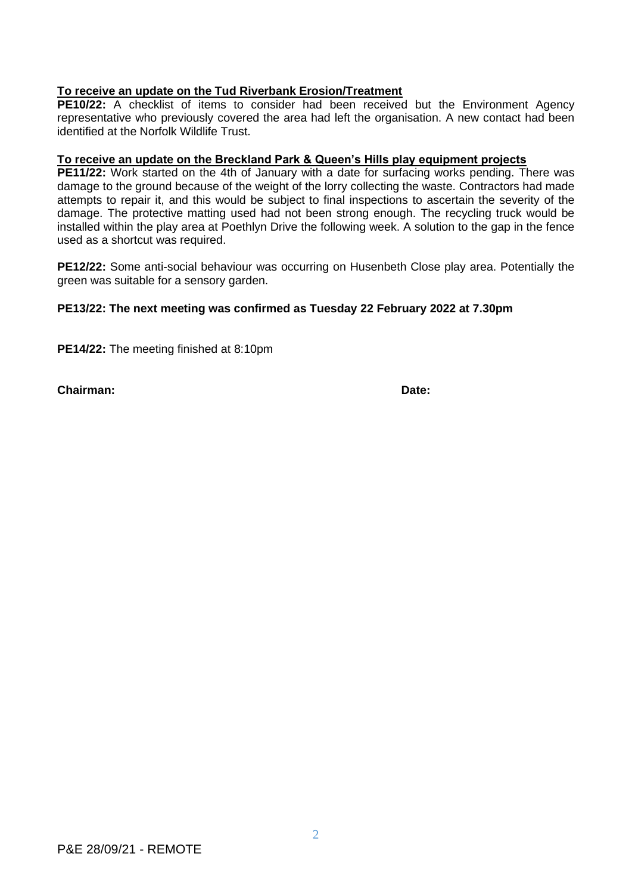**To receive an update on the Tud Riverbank Erosion/Treatment**

**PE10/22:** A checklist of items to consider had been received but the Environment Agency representative who previously covered the area had left the organisation. A new contact had been identified at the Norfolk Wildlife Trust.

**To receive an update on the Breckland Park & Queen's Hills play equipment projects**

**PE11/22:** Work started on the 4th of January with a date for surfacing works pending. There was damage to the ground because of the weight of the lorry collecting the waste. Contractors had made attempts to repair it, and this would be subject to final inspections to ascertain the severity of the damage. The protective matting used had not been strong enough. The recycling truck would be installed within the play area at Poethlyn Drive the following week. A solution to the gap in the fence used as a shortcut was required.

**PE12/22:** Some anti-social behaviour was occurring on Husenbeth Close play area. Potentially the green was suitable for a sensory garden.

**PE13/22: The next meeting was confirmed as Tuesday 22 February 2022 at 7.30pm**

**PE14/22:** The meeting finished at 8:10pm

**Chairman:** **Date:**

P&E 28/09/21 - REMOTE